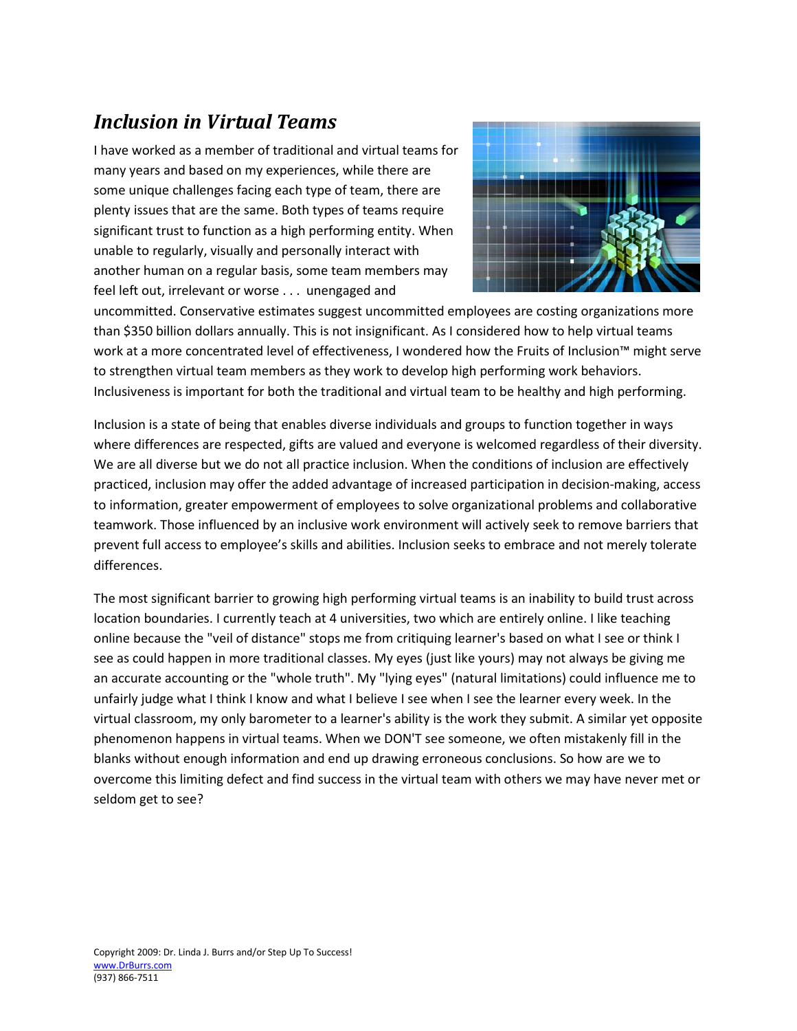# *Inclusion in Virtual Teams*

I have worked as a member of traditional and virtual teams for many years and based on my experiences, while there are some unique challenges facing each type of team, there are plenty issues that are the same. Both types of teams require significant trust to function as a high performing entity. When unable to regularly, visually and personally interact with another human on a regular basis, some team members may feel left out, irrelevant or worse . . . unengaged and uncommitted. Conservative estimates suggest uncommitted employees are costing organizations more than $350 billion dollars annually. This is not insignificant. As I considered how to help virtual teams work at a more concentrated level of effectiveness, I wondered how the Fruits of Inclusion™ might serve to strengthen virtual team members as they work to develop high performing work behaviors. Inclusiveness is important for both the traditional and virtual team to be healthy and high performing.

Inclusion is a state of being that enables diverse individuals and groups to function together in ways where differences are respected, gifts are valued and everyone is welcomed regardless of their diversity. We are all diverse but we do not all practice inclusion. When the conditions of inclusion are effectively practiced, inclusion may offer the added advantage of increased participation in decision-making, access to information, greater empowerment of employees to solve organizational problems and collaborative teamwork. Those influenced by an inclusive work environment will actively seek to remove barriers that prevent full access to employee's skills and abilities. Inclusion seeks to embrace and not merely tolerate differences.

The most significant barrier to growing high performing virtual teams is an inability to build trust across location boundaries. I currently teach at 4 universities, two which are entirely online. I like teaching online because the "veil of distance" stops me from critiquing learner's based on what I see or think I see as could happen in more traditional classes. My eyes (just like yours) may not always be giving me an accurate accounting or the "whole truth". My "lying eyes" (natural limitations) could influence me to unfairly judge what I think I know and what I believe I see when I see the learner every week. In the virtual classroom, my only barometer to a learner's ability is the work they submit. A similar yet opposite phenomenon happens in virtual teams. When we DON'T see someone, we often mistakenly fill in the blanks without enough information and end up drawing erroneous conclusions. So how are we to overcome this limiting defect and find success in the virtual team with others we may have never met or seldom get to see?

Copyright 2009: Dr. Linda J. Burrs and/or Step Up To Success!
www.DrBurrs.com
(937) 866-7511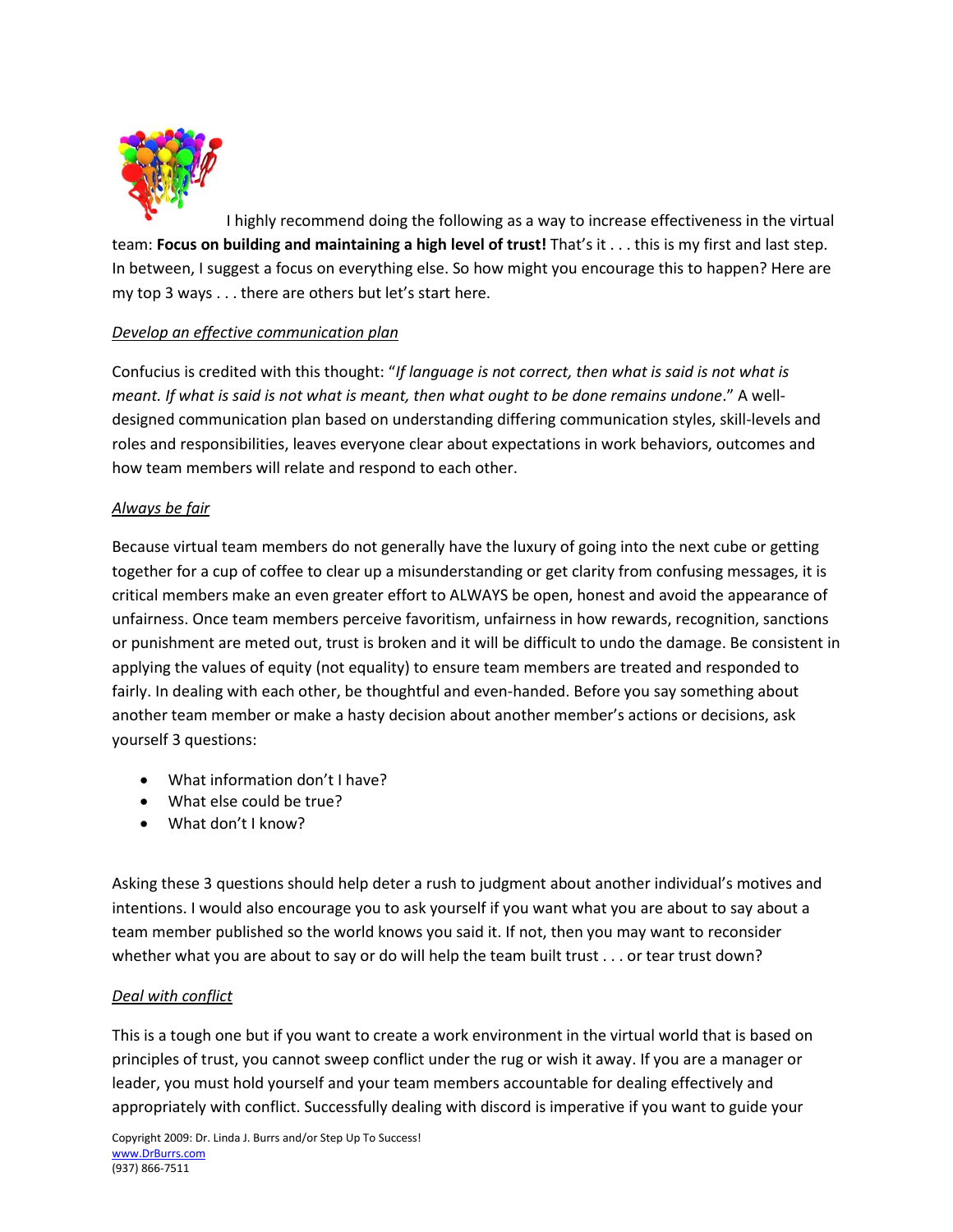I highly recommend doing the following as a way to increase effectiveness in the virtual team: **Focus on building and maintaining a high level of trust!** That's it . . . this is my first and last step. In between, I suggest a focus on everything else. So how might you encourage this to happen? Here are my top 3 ways . . . there are others but let's start here.

*Develop an effective communication plan*

Confucius is credited with this thought: "*If language is not correct, then what is said is not what is meant. If what is said is not what is meant, then what ought to be done remains undone*." A well-designed communication plan based on understanding differing communication styles, skill-levels and roles and responsibilities, leaves everyone clear about expectations in work behaviors, outcomes and how team members will relate and respond to each other.

*Always be fair*

Because virtual team members do not generally have the luxury of going into the next cube or getting together for a cup of coffee to clear up a misunderstanding or get clarity from confusing messages, it is critical members make an even greater effort to ALWAYS be open, honest and avoid the appearance of unfairness. Once team members perceive favoritism, unfairness in how rewards, recognition, sanctions or punishment are meted out, trust is broken and it will be difficult to undo the damage. Be consistent in applying the values of equity (not equality) to ensure team members are treated and responded to fairly. In dealing with each other, be thoughtful and even-handed. Before you say something about another team member or make a hasty decision about another member's actions or decisions, ask yourself 3 questions:

- What information don't I have?
- What else could be true?
- What don't I know?

Asking these 3 questions should help deter a rush to judgment about another individual's motives and intentions. I would also encourage you to ask yourself if you want what you are about to say about a team member published so the world knows you said it. If not, then you may want to reconsider whether what you are about to say or do will help the team built trust . . . or tear trust down?

*Deal with conflict*

This is a tough one but if you want to create a work environment in the virtual world that is based on principles of trust, you cannot sweep conflict under the rug or wish it away. If you are a manager or leader, you must hold yourself and your team members accountable for dealing effectively and appropriately with conflict. Successfully dealing with discord is imperative if you want to guide your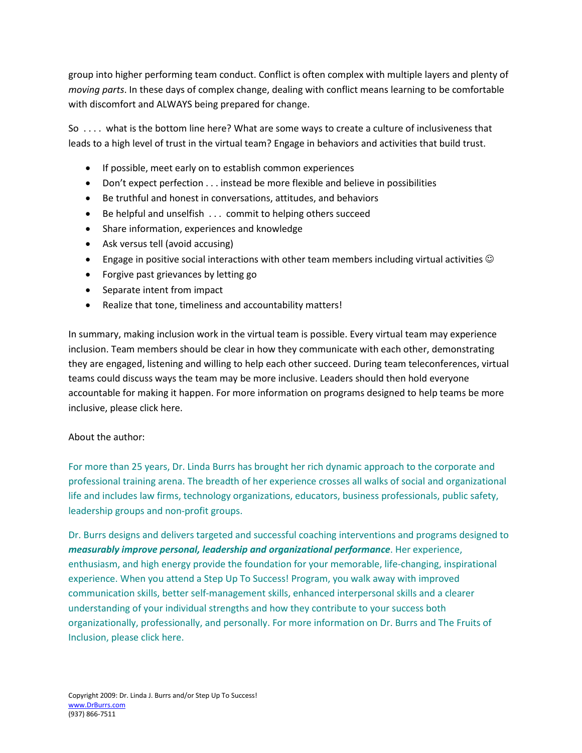group into higher performing team conduct. Conflict is often complex with multiple layers and plenty of *moving parts*. In these days of complex change, dealing with conflict means learning to be comfortable with discomfort and ALWAYS being prepared for change.

So . . . . what is the bottom line here? What are some ways to create a culture of inclusiveness that leads to a high level of trust in the virtual team? Engage in behaviors and activities that build trust.

- If possible, meet early on to establish common experiences
- Don't expect perfection . . . instead be more flexible and believe in possibilities
- Be truthful and honest in conversations, attitudes, and behaviors
- Be helpful and unselfish . . . commit to helping others succeed
- Share information, experiences and knowledge
- Ask versus tell (avoid accusing)
- Engage in positive social interactions with other team members including virtual activities ☺
- Forgive past grievances by letting go
- Separate intent from impact
- Realize that tone, timeliness and accountability matters!

In summary, making inclusion work in the virtual team is possible. Every virtual team may experience inclusion. Team members should be clear in how they communicate with each other, demonstrating they are engaged, listening and willing to help each other succeed. During team teleconferences, virtual teams could discuss ways the team may be more inclusive. Leaders should then hold everyone accountable for making it happen. For more information on programs designed to help teams be more inclusive, please click here.

About the author:

For more than 25 years, Dr. Linda Burrs has brought her rich dynamic approach to the corporate and professional training arena. The breadth of her experience crosses all walks of social and organizational life and includes law firms, technology organizations, educators, business professionals, public safety, leadership groups and non-profit groups.

Dr. Burrs designs and delivers targeted and successful coaching interventions and programs designed to ***measurably improve personal, leadership and organizational performance***. Her experience, enthusiasm, and high energy provide the foundation for your memorable, life-changing, inspirational experience. When you attend a Step Up To Success! Program, you walk away with improved communication skills, better self-management skills, enhanced interpersonal skills and a clearer understanding of your individual strengths and how they contribute to your success both organizationally, professionally, and personally. For more information on Dr. Burrs and The Fruits of Inclusion, please click here.

Copyright 2009: Dr. Linda J. Burrs and/or Step Up To Success!
www.DrBurrs.com
(937) 866-7511